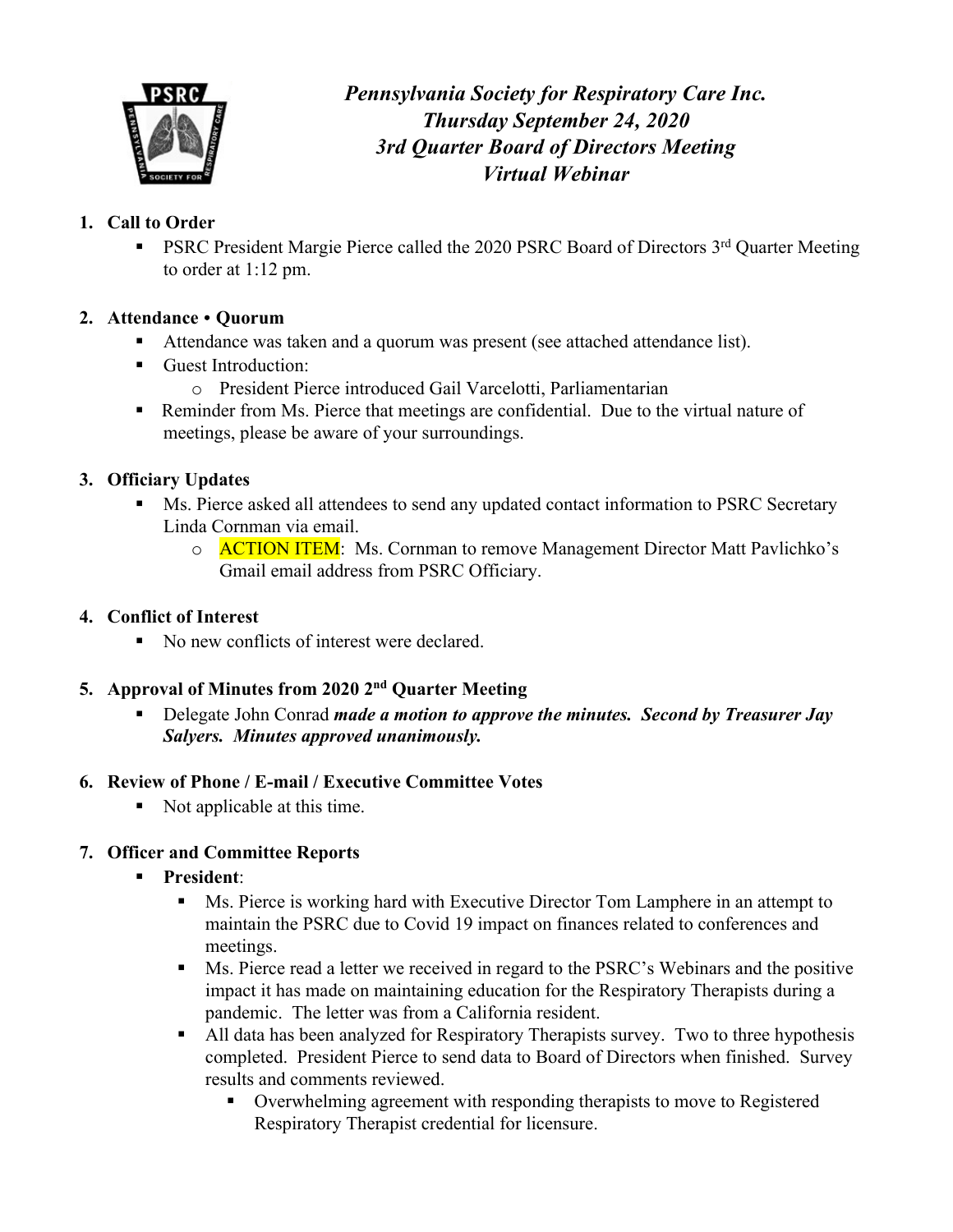# *Pennsylvania Society for Respiratory Care Inc.*
## *Thursday September 24, 2020*
## *3rd Quarter Board of Directors Meeting*
## *Virtual Webinar*

1. **Call to Order**
   - PSRC President Margie Pierce called the 2020 PSRC Board of Directors 3rd Quarter Meeting to order at 1:12 pm.

2. **Attendance • Quorum**
   - Attendance was taken and a quorum was present (see attached attendance list).
   - Guest Introduction:
     - President Pierce introduced Gail Varcelotti, Parliamentarian
   - Reminder from Ms. Pierce that meetings are confidential. Due to the virtual nature of meetings, please be aware of your surroundings.

3. **Officiary Updates**
   - Ms. Pierce asked all attendees to send any updated contact information to PSRC Secretary Linda Cornman via email.
     - ACTION ITEM: Ms. Cornman to remove Management Director Matt Pavlichko's Gmail email address from PSRC Officiary.

4. **Conflict of Interest**
   - No new conflicts of interest were declared.

5. **Approval of Minutes from 2020 2nd Quarter Meeting**
   - Delegate John Conrad ***made a motion to approve the minutes. Second by Treasurer Jay Salyers. Minutes approved unanimously.***

6. **Review of Phone / E-mail / Executive Committee Votes**
   - Not applicable at this time.

7. **Officer and Committee Reports**
   - **President**:
     - Ms. Pierce is working hard with Executive Director Tom Lamphere in an attempt to maintain the PSRC due to Covid 19 impact on finances related to conferences and meetings.
     - Ms. Pierce read a letter we received in regard to the PSRC's Webinars and the positive impact it has made on maintaining education for the Respiratory Therapists during a pandemic. The letter was from a California resident.
     - All data has been analyzed for Respiratory Therapists survey. Two to three hypothesis completed. President Pierce to send data to Board of Directors when finished. Survey results and comments reviewed.
       - Overwhelming agreement with responding therapists to move to Registered Respiratory Therapist credential for licensure.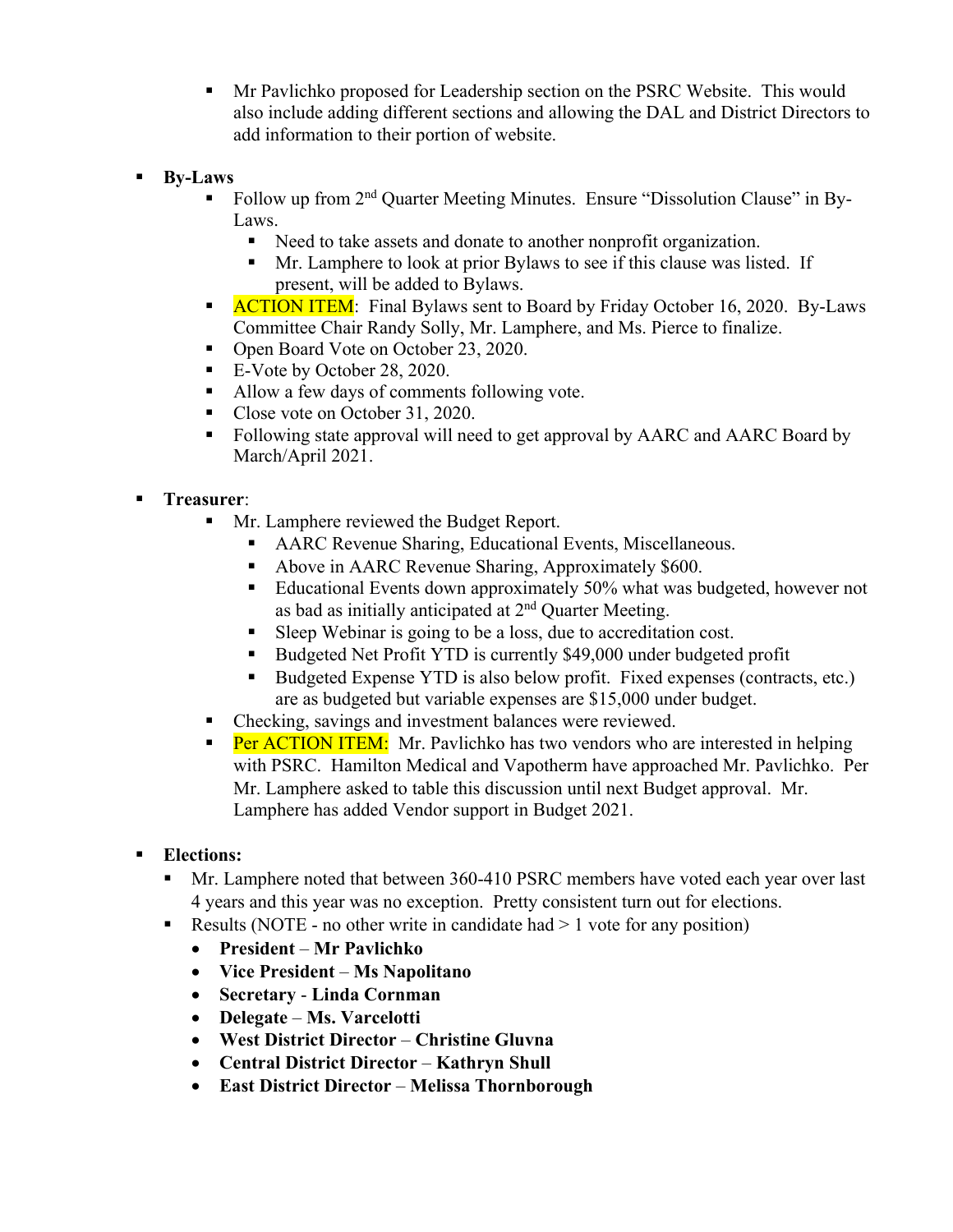- Mr Pavlichko proposed for Leadership section on the PSRC Website. This would also include adding different sections and allowing the DAL and District Directors to add information to their portion of website.

- **By-Laws**
    - Follow up from 2nd Quarter Meeting Minutes. Ensure "Dissolution Clause" in By-Laws.
        - Need to take assets and donate to another nonprofit organization.
        - Mr. Lamphere to look at prior Bylaws to see if this clause was listed. If present, will be added to Bylaws.
    - ACTION ITEM: Final Bylaws sent to Board by Friday October 16, 2020. By-Laws Committee Chair Randy Solly, Mr. Lamphere, and Ms. Pierce to finalize.
    - Open Board Vote on October 23, 2020.
    - E-Vote by October 28, 2020.
    - Allow a few days of comments following vote.
    - Close vote on October 31, 2020.
    - Following state approval will need to get approval by AARC and AARC Board by March/April 2021.

- **Treasurer**:
    - Mr. Lamphere reviewed the Budget Report.
        - AARC Revenue Sharing, Educational Events, Miscellaneous.
        - Above in AARC Revenue Sharing, Approximately $600.
        - Educational Events down approximately 50% what was budgeted, however not as bad as initially anticipated at 2nd Quarter Meeting.
        - Sleep Webinar is going to be a loss, due to accreditation cost.
        - Budgeted Net Profit YTD is currently $49,000 under budgeted profit
        - Budgeted Expense YTD is also below profit. Fixed expenses (contracts, etc.) are as budgeted but variable expenses are $15,000 under budget.
    - Checking, savings and investment balances were reviewed.
    - Per ACTION ITEM: Mr. Pavlichko has two vendors who are interested in helping with PSRC. Hamilton Medical and Vapotherm have approached Mr. Pavlichko. Per Mr. Lamphere asked to table this discussion until next Budget approval. Mr. Lamphere has added Vendor support in Budget 2021.

- **Elections:**
    - Mr. Lamphere noted that between 360-410 PSRC members have voted each year over last 4 years and this year was no exception. Pretty consistent turn out for elections.
    - Results (NOTE - no other write in candidate had > 1 vote for any position)
        - **President** – **Mr Pavlichko**
        - **Vice President** – **Ms Napolitano**
        - **Secretary** - **Linda Cornman**
        - **Delegate** – **Ms. Varcelotti**
        - **West District Director** – **Christine Gluvna**
        - **Central District Director** – **Kathryn Shull**
        - **East District Director** – **Melissa Thornborough**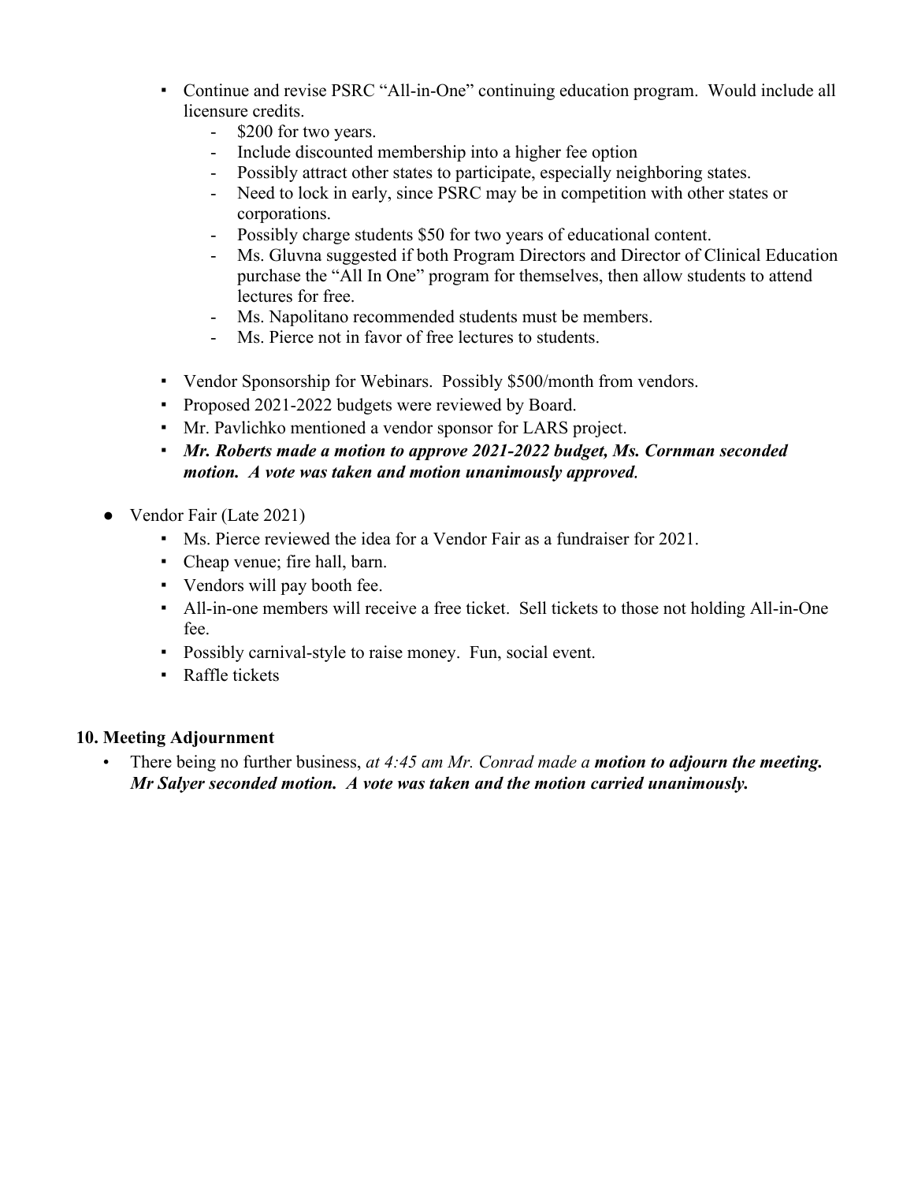- Continue and revise PSRC "All-in-One" continuing education program. Would include all licensure credits.
    - $200 for two years.
    - Include discounted membership into a higher fee option
    - Possibly attract other states to participate, especially neighboring states.
    - Need to lock in early, since PSRC may be in competition with other states or corporations.
    - Possibly charge students $50 for two years of educational content.
    - Ms. Gluvna suggested if both Program Directors and Director of Clinical Education purchase the "All In One" program for themselves, then allow students to attend lectures for free.
    - Ms. Napolitano recommended students must be members.
    - Ms. Pierce not in favor of free lectures to students.

- Vendor Sponsorship for Webinars. Possibly $500/month from vendors.
- Proposed 2021-2022 budgets were reviewed by Board.
- Mr. Pavlichko mentioned a vendor sponsor for LARS project.
- ***Mr. Roberts made a motion to approve 2021-2022 budget, Ms. Cornman seconded motion. A vote was taken and motion unanimously approved.***

- Vendor Fair (Late 2021)
    - Ms. Pierce reviewed the idea for a Vendor Fair as a fundraiser for 2021.
    - Cheap venue; fire hall, barn.
    - Vendors will pay booth fee.
    - All-in-one members will receive a free ticket. Sell tickets to those not holding All-in-One fee.
    - Possibly carnival-style to raise money. Fun, social event.
    - Raffle tickets

**10. Meeting Adjournment**

- There being no further business, *at 4:45 am Mr. Conrad made a* ***motion to adjourn the meeting. Mr Salyer seconded motion. A vote was taken and the motion carried unanimously.***